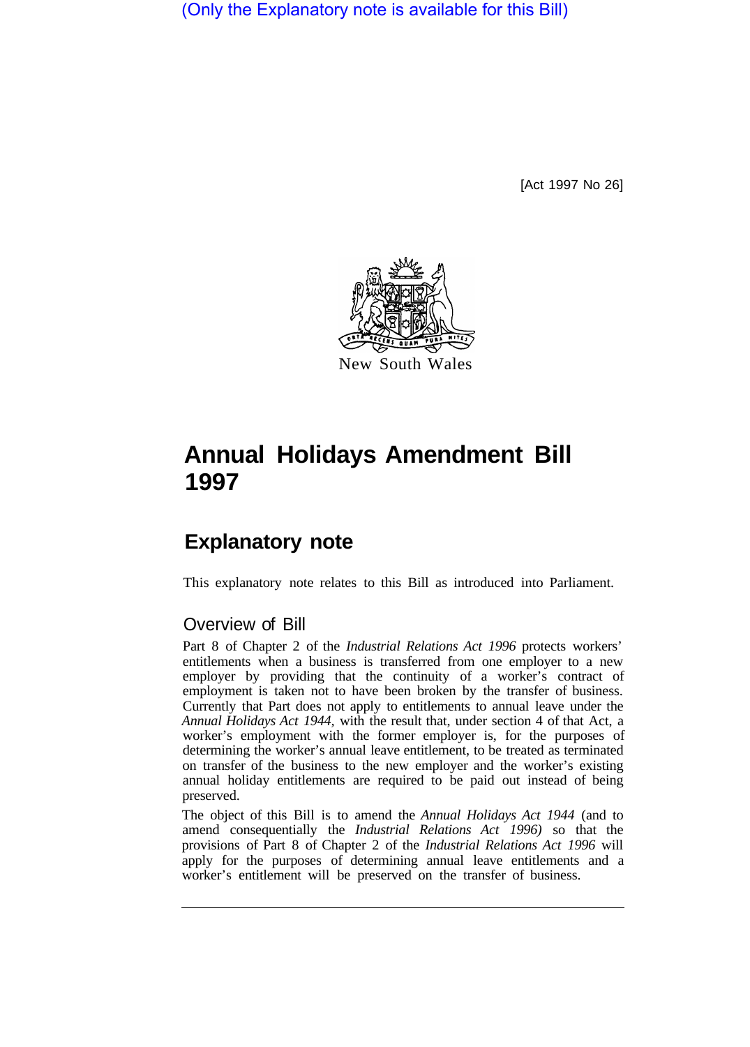(Only the Explanatory note is available for this Bill)

[Act 1997 No 26]

New South Wales

# Annual Holidays Amendment Bill 1997

## Explanatory note

This explanatory note relates to this Bill as introduced into Parliament.

### Overview of Bill

Part 8 of Chapter 2 of the *Industrial Relations Act 1996* protects workers' entitlements when a business is transferred from one employer to a new employer by providing that the continuity of a worker's contract of employment is taken not to have been broken by the transfer of business. Currently that Part does not apply to entitlements to annual leave under the *Annual Holidays Act 1944,* with the result that, under section 4 of that Act, a worker's employment with the former employer is, for the purposes of determining the worker's annual leave entitlement, to be treated as terminated on transfer of the business to the new employer and the worker's existing annual holiday entitlements are required to be paid out instead of being preserved.

The object of this Bill is to amend the *Annual Holidays Act 1944* (and to amend consequentially the *Industrial Relations Act 1996)* so that the provisions of Part 8 of Chapter 2 of the *Industrial Relations Act 1996* will apply for the purposes of determining annual leave entitlements and a worker's entitlement will be preserved on the transfer of business.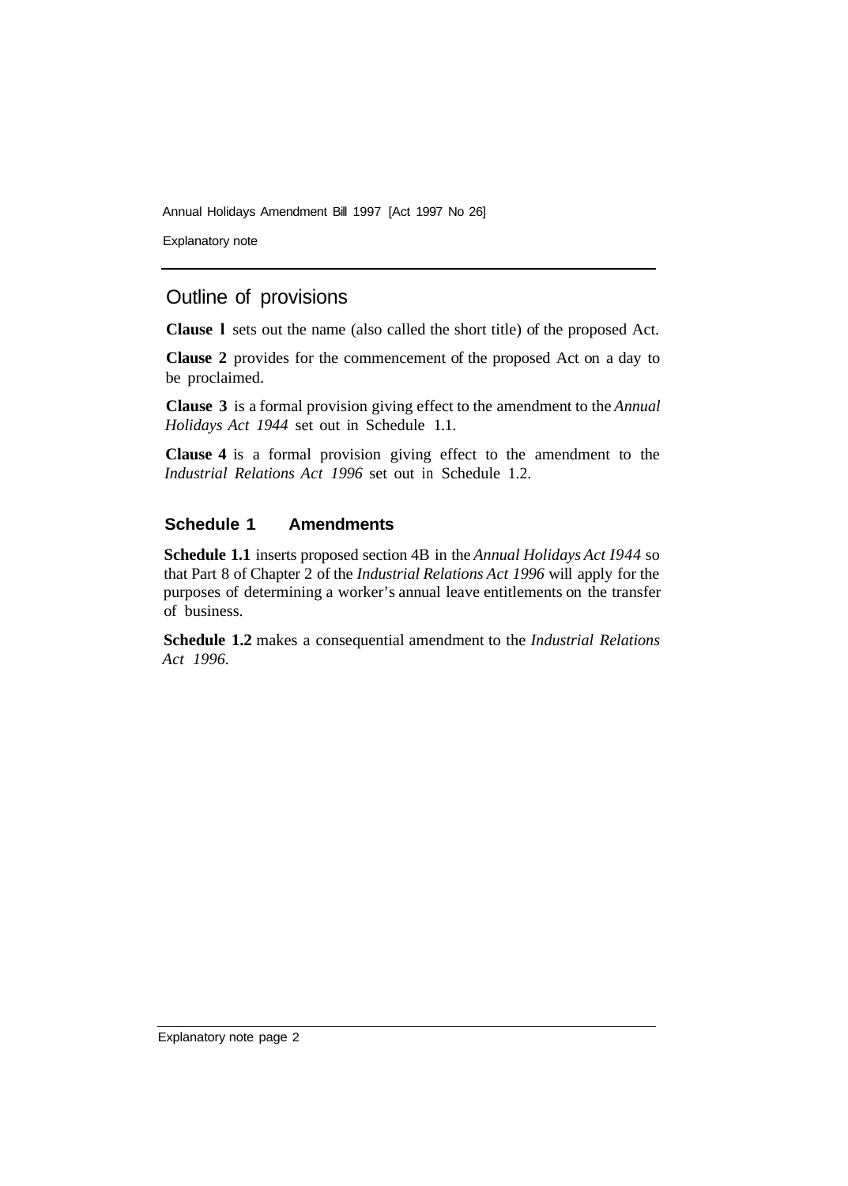## Outline of provisions

**Clause 1** sets out the name (also called the short title) of the proposed Act.

**Clause 2** provides for the commencement of the proposed Act on a day to be proclaimed.

**Clause 3** is a formal provision giving effect to the amendment to the *Annual Holidays Act 1944* set out in Schedule 1.1.

**Clause 4** is a formal provision giving effect to the amendment to the *Industrial Relations Act 1996* set out in Schedule 1.2.

### Schedule 1 Amendments

**Schedule 1.1** inserts proposed section 4B in the *Annual Holidays Act I944* so that Part 8 of Chapter 2 of the *Industrial Relations Act 1996* will apply for the purposes of determining a worker's annual leave entitlements on the transfer of business.

**Schedule 1.2** makes a consequential amendment to the *Industrial Relations Act 1996*.